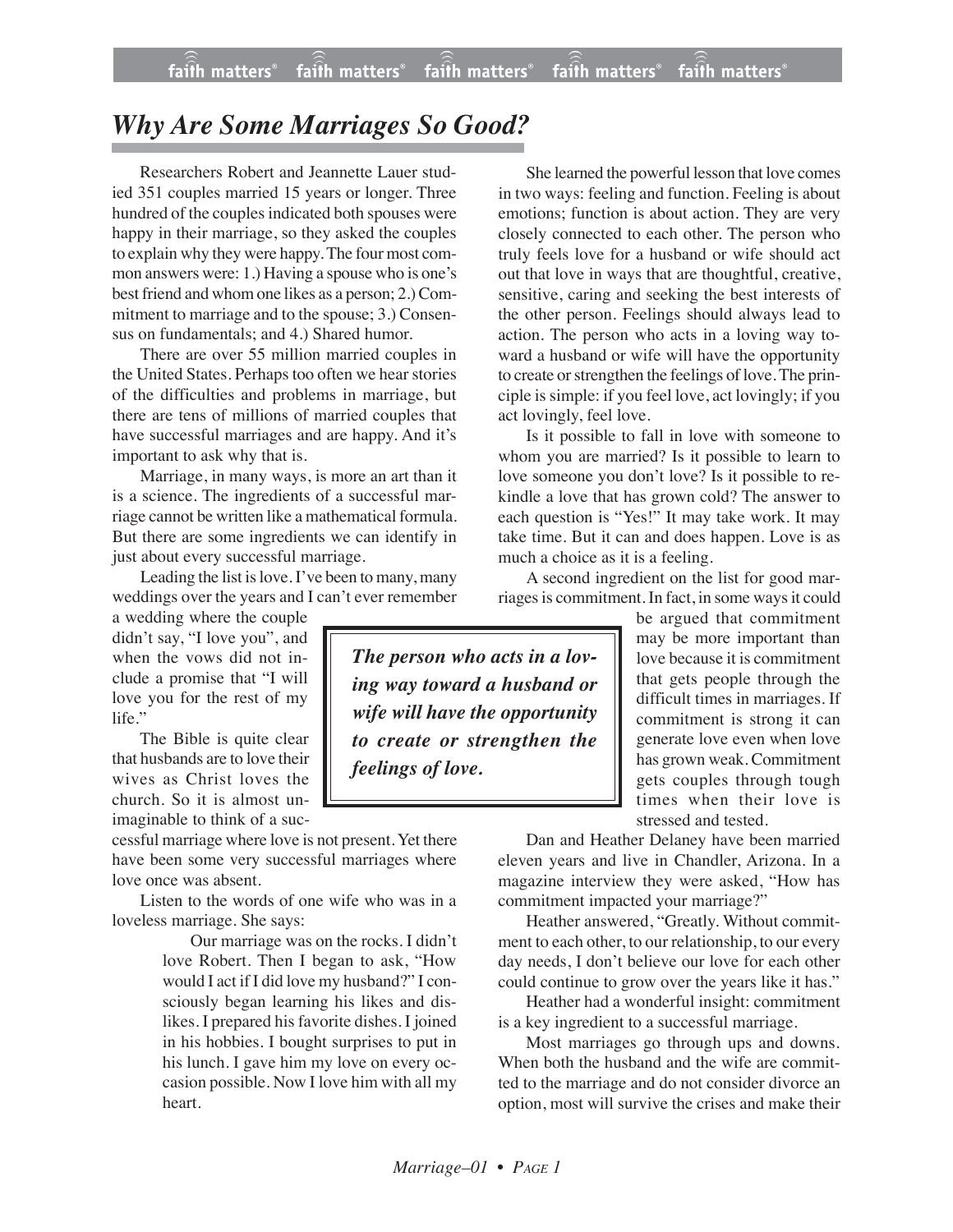# Why Are Some Marriages So Good?

Researchers Robert and Jeannette Lauer studied 351 couples married 15 years or longer. Three hundred of the couples indicated both spouses were happy in their marriage, so they asked the couples to explain why they were happy. The four most common answers were: 1.) Having a spouse who is one's best friend and whom one likes as a person; 2.) Commitment to marriage and to the spouse; 3.) Consensus on fundamentals; and 4.) Shared humor.

There are over 55 million married couples in the United States. Perhaps too often we hear stories of the difficulties and problems in marriage, but there are tens of millions of married couples that have successful marriages and are happy. And it's important to ask why that is.

Marriage, in many ways, is more an art than it is a science. The ingredients of a successful marriage cannot be written like a mathematical formula. But there are some ingredients we can identify in just about every successful marriage.

Leading the list is love. I've been to many, many weddings over the years and I can't ever remember a wedding where the couple didn't say, "I love you", and when the vows did not include a promise that "I will love you for the rest of my life."

The Bible is quite clear that husbands are to love their wives as Christ loves the church. So it is almost unimaginable to think of a successful marriage where love is not present. Yet there have been some very successful marriages where love once was absent.

Listen to the words of one wife who was in a loveless marriage. She says:

> Our marriage was on the rocks. I didn't love Robert. Then I began to ask, "How would I act if I did love my husband?" I consciously began learning his likes and dislikes. I prepared his favorite dishes. I joined in his hobbies. I bought surprises to put in his lunch. I gave him my love on every occasion possible. Now I love him with all my heart.

She learned the powerful lesson that love comes in two ways: feeling and function. Feeling is about emotions; function is about action. They are very closely connected to each other. The person who truly feels love for a husband or wife should act out that love in ways that are thoughtful, creative, sensitive, caring and seeking the best interests of the other person. Feelings should always lead to action. The person who acts in a loving way toward a husband or wife will have the opportunity to create or strengthen the feelings of love. The principle is simple: if you feel love, act lovingly; if you act lovingly, feel love.

Is it possible to fall in love with someone to whom you are married? Is it possible to learn to love someone you don't love? Is it possible to rekindle a love that has grown cold? The answer to each question is "Yes!" It may take work. It may take time. But it can and does happen. Love is as much a choice as it is a feeling.

***The person who acts in a loving way toward a husband or wife will have the opportunity to create or strengthen the feelings of love.***

A second ingredient on the list for good marriages is commitment. In fact, in some ways it could be argued that commitment may be more important than love because it is commitment that gets people through the difficult times in marriages. If commitment is strong it can generate love even when love has grown weak. Commitment gets couples through tough times when their love is stressed and tested.

Dan and Heather Delaney have been married eleven years and live in Chandler, Arizona. In a magazine interview they were asked, "How has commitment impacted your marriage?"

Heather answered, "Greatly. Without commitment to each other, to our relationship, to our every day needs, I don't believe our love for each other could continue to grow over the years like it has."

Heather had a wonderful insight: commitment is a key ingredient to a successful marriage.

Most marriages go through ups and downs. When both the husband and the wife are committed to the marriage and do not consider divorce an option, most will survive the crises and make their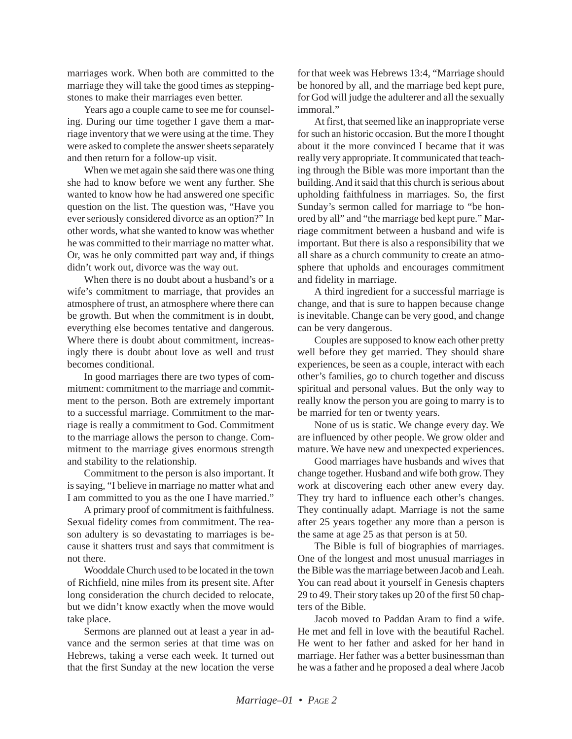marriages work. When both are committed to the marriage they will take the good times as stepping-stones to make their marriages even better.

Years ago a couple came to see me for counseling. During our time together I gave them a marriage inventory that we were using at the time. They were asked to complete the answer sheets separately and then return for a follow-up visit.

When we met again she said there was one thing she had to know before we went any further. She wanted to know how he had answered one specific question on the list. The question was, "Have you ever seriously considered divorce as an option?" In other words, what she wanted to know was whether he was committed to their marriage no matter what. Or, was he only committed part way and, if things didn't work out, divorce was the way out.

When there is no doubt about a husband's or a wife's commitment to marriage, that provides an atmosphere of trust, an atmosphere where there can be growth. But when the commitment is in doubt, everything else becomes tentative and dangerous. Where there is doubt about commitment, increasingly there is doubt about love as well and trust becomes conditional.

In good marriages there are two types of commitment: commitment to the marriage and commitment to the person. Both are extremely important to a successful marriage. Commitment to the marriage is really a commitment to God. Commitment to the marriage allows the person to change. Commitment to the marriage gives enormous strength and stability to the relationship.

Commitment to the person is also important. It is saying, "I believe in marriage no matter what and I am committed to you as the one I have married."

A primary proof of commitment is faithfulness. Sexual fidelity comes from commitment. The reason adultery is so devastating to marriages is because it shatters trust and says that commitment is not there.

Wooddale Church used to be located in the town of Richfield, nine miles from its present site. After long consideration the church decided to relocate, but we didn't know exactly when the move would take place.

Sermons are planned out at least a year in advance and the sermon series at that time was on Hebrews, taking a verse each week. It turned out that the first Sunday at the new location the verse for that week was Hebrews 13:4, "Marriage should be honored by all, and the marriage bed kept pure, for God will judge the adulterer and all the sexually immoral."

At first, that seemed like an inappropriate verse for such an historic occasion. But the more I thought about it the more convinced I became that it was really very appropriate. It communicated that teaching through the Bible was more important than the building. And it said that this church is serious about upholding faithfulness in marriages. So, the first Sunday's sermon called for marriage to "be honored by all" and "the marriage bed kept pure." Marriage commitment between a husband and wife is important. But there is also a responsibility that we all share as a church community to create an atmosphere that upholds and encourages commitment and fidelity in marriage.

A third ingredient for a successful marriage is change, and that is sure to happen because change is inevitable. Change can be very good, and change can be very dangerous.

Couples are supposed to know each other pretty well before they get married. They should share experiences, be seen as a couple, interact with each other's families, go to church together and discuss spiritual and personal values. But the only way to really know the person you are going to marry is to be married for ten or twenty years.

None of us is static. We change every day. We are influenced by other people. We grow older and mature. We have new and unexpected experiences.

Good marriages have husbands and wives that change together. Husband and wife both grow. They work at discovering each other anew every day. They try hard to influence each other's changes. They continually adapt. Marriage is not the same after 25 years together any more than a person is the same at age 25 as that person is at 50.

The Bible is full of biographies of marriages. One of the longest and most unusual marriages in the Bible was the marriage between Jacob and Leah. You can read about it yourself in Genesis chapters 29 to 49. Their story takes up 20 of the first 50 chapters of the Bible.

Jacob moved to Paddan Aram to find a wife. He met and fell in love with the beautiful Rachel. He went to her father and asked for her hand in marriage. Her father was a better businessman than he was a father and he proposed a deal where Jacob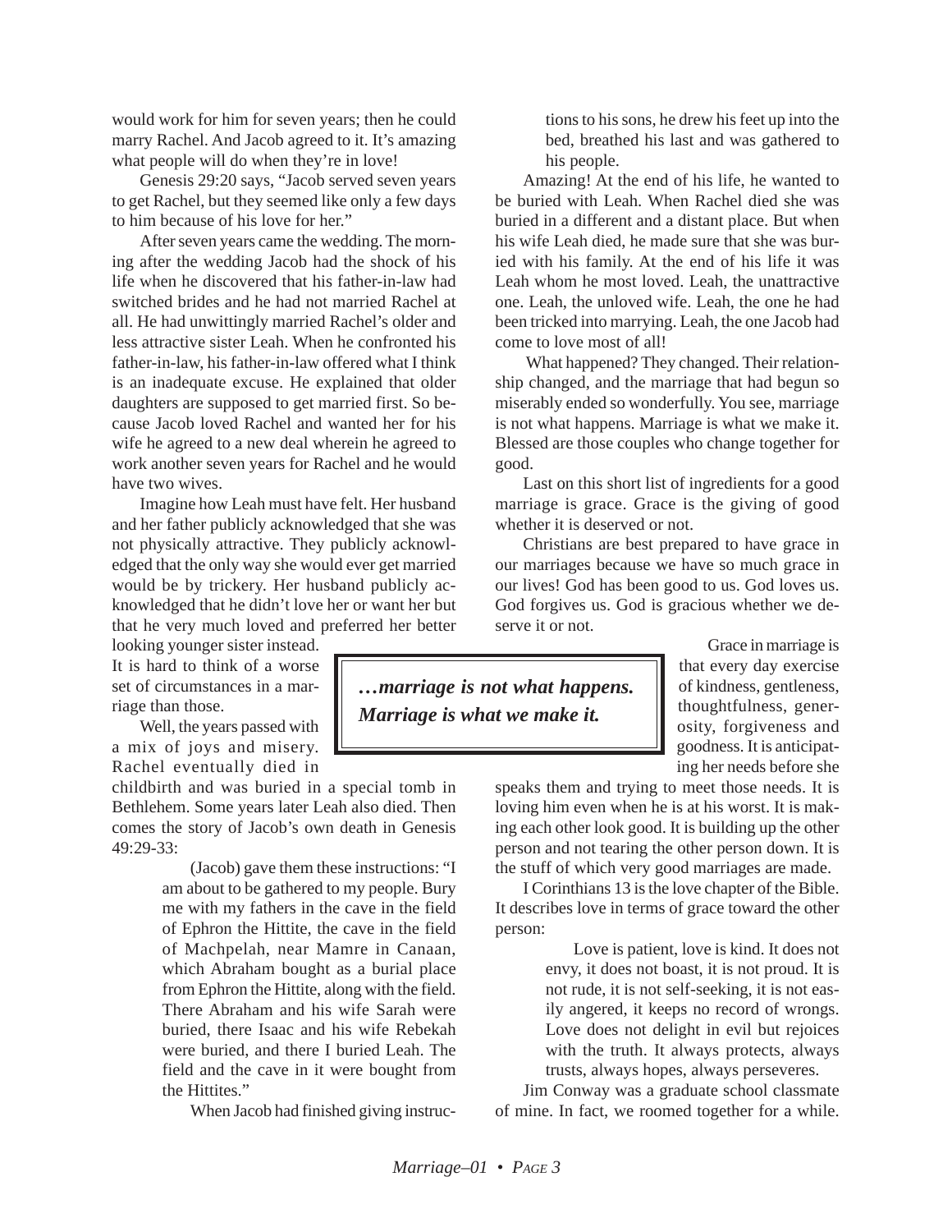would work for him for seven years; then he could marry Rachel. And Jacob agreed to it. It's amazing what people will do when they're in love!

Genesis 29:20 says, "Jacob served seven years to get Rachel, but they seemed like only a few days to him because of his love for her."

After seven years came the wedding. The morning after the wedding Jacob had the shock of his life when he discovered that his father-in-law had switched brides and he had not married Rachel at all. He had unwittingly married Rachel's older and less attractive sister Leah. When he confronted his father-in-law, his father-in-law offered what I think is an inadequate excuse. He explained that older daughters are supposed to get married first. So because Jacob loved Rachel and wanted her for his wife he agreed to a new deal wherein he agreed to work another seven years for Rachel and he would have two wives.

Imagine how Leah must have felt. Her husband and her father publicly acknowledged that she was not physically attractive. They publicly acknowledged that the only way she would ever get married would be by trickery. Her husband publicly acknowledged that he didn't love her or want her but that he very much loved and preferred her better looking younger sister instead. It is hard to think of a worse set of circumstances in a marriage than those.

Well, the years passed with a mix of joys and misery. Rachel eventually died in childbirth and was buried in a special tomb in Bethlehem. Some years later Leah also died. Then comes the story of Jacob's own death in Genesis 49:29-33:

> (Jacob) gave them these instructions: "I am about to be gathered to my people. Bury me with my fathers in the cave in the field of Ephron the Hittite, the cave in the field of Machpelah, near Mamre in Canaan, which Abraham bought as a burial place from Ephron the Hittite, along with the field. There Abraham and his wife Sarah were buried, there Isaac and his wife Rebekah were buried, and there I buried Leah. The field and the cave in it were bought from the Hittites."
>
> When Jacob had finished giving instructions to his sons, he drew his feet up into the bed, breathed his last and was gathered to his people.

Amazing! At the end of his life, he wanted to be buried with Leah. When Rachel died she was buried in a different and a distant place. But when his wife Leah died, he made sure that she was buried with his family. At the end of his life it was Leah whom he most loved. Leah, the unattractive one. Leah, the unloved wife. Leah, the one he had been tricked into marrying. Leah, the one Jacob had come to love most of all!

What happened? They changed. Their relationship changed, and the marriage that had begun so miserably ended so wonderfully. You see, marriage is not what happens. Marriage is what we make it. Blessed are those couples who change together for good.

Last on this short list of ingredients for a good marriage is grace. Grace is the giving of good whether it is deserved or not.

Christians are best prepared to have grace in our marriages because we have so much grace in our lives! God has been good to us. God loves us. God forgives us. God is gracious whether we deserve it or not.

> ***…marriage is not what happens. Marriage is what we make it.***

Grace in marriage is that every day exercise of kindness, gentleness, thoughtfulness, generosity, forgiveness and goodness. It is anticipating her needs before she speaks them and trying to meet those needs. It is loving him even when he is at his worst. It is making each other look good. It is building up the other person and not tearing the other person down. It is the stuff of which very good marriages are made.

I Corinthians 13 is the love chapter of the Bible. It describes love in terms of grace toward the other person:

> Love is patient, love is kind. It does not envy, it does not boast, it is not proud. It is not rude, it is not self-seeking, it is not easily angered, it keeps no record of wrongs. Love does not delight in evil but rejoices with the truth. It always protects, always trusts, always hopes, always perseveres.

Jim Conway was a graduate school classmate of mine. In fact, we roomed together for a while.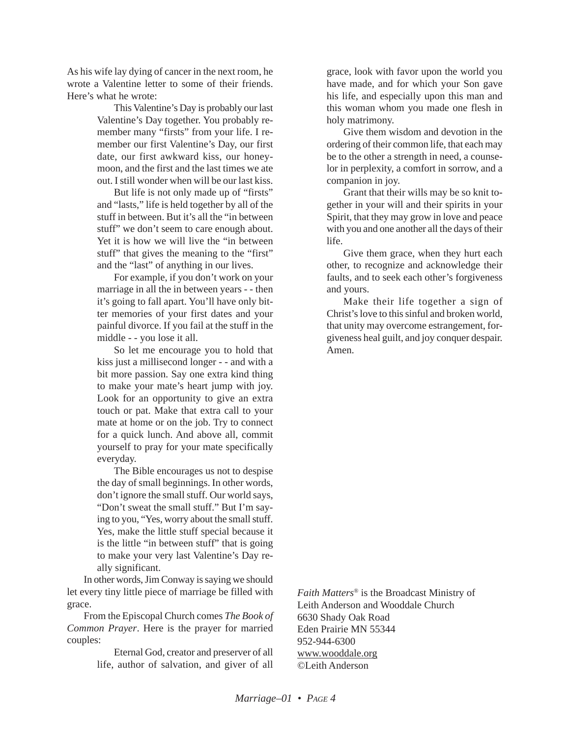As his wife lay dying of cancer in the next room, he wrote a Valentine letter to some of their friends. Here's what he wrote:

> This Valentine's Day is probably our last Valentine's Day together. You probably remember many "firsts" from your life. I remember our first Valentine's Day, our first date, our first awkward kiss, our honeymoon, and the first and the last times we ate out. I still wonder when will be our last kiss.
>
> But life is not only made up of "firsts" and "lasts," life is held together by all of the stuff in between. But it's all the "in between stuff" we don't seem to care enough about. Yet it is how we will live the "in between stuff" that gives the meaning to the "first" and the "last" of anything in our lives.
>
> For example, if you don't work on your marriage in all the in between years - - then it's going to fall apart. You'll have only bitter memories of your first dates and your painful divorce. If you fail at the stuff in the middle - - you lose it all.
>
> So let me encourage you to hold that kiss just a millisecond longer - - and with a bit more passion. Say one extra kind thing to make your mate's heart jump with joy. Look for an opportunity to give an extra touch or pat. Make that extra call to your mate at home or on the job. Try to connect for a quick lunch. And above all, commit yourself to pray for your mate specifically everyday.
>
> The Bible encourages us not to despise the day of small beginnings. In other words, don't ignore the small stuff. Our world says, "Don't sweat the small stuff." But I'm saying to you, "Yes, worry about the small stuff. Yes, make the little stuff special because it is the little "in between stuff" that is going to make your very last Valentine's Day really significant.

In other words, Jim Conway is saying we should let every tiny little piece of marriage be filled with grace.

From the Episcopal Church comes *The Book of Common Prayer*. Here is the prayer for married couples:

> Eternal God, creator and preserver of all life, author of salvation, and giver of all grace, look with favor upon the world you have made, and for which your Son gave his life, and especially upon this man and this woman whom you made one flesh in holy matrimony.
>
> Give them wisdom and devotion in the ordering of their common life, that each may be to the other a strength in need, a counselor in perplexity, a comfort in sorrow, and a companion in joy.
>
> Grant that their wills may be so knit together in your will and their spirits in your Spirit, that they may grow in love and peace with you and one another all the days of their life.
>
> Give them grace, when they hurt each other, to recognize and acknowledge their faults, and to seek each other's forgiveness and yours.
>
> Make their life together a sign of Christ's love to this sinful and broken world, that unity may overcome estrangement, forgiveness heal guilt, and joy conquer despair. Amen.

*Faith Matters*® is the Broadcast Ministry of
Leith Anderson and Wooddale Church
6630 Shady Oak Road
Eden Prairie MN 55344
952-944-6300
www.wooddale.org
©Leith Anderson